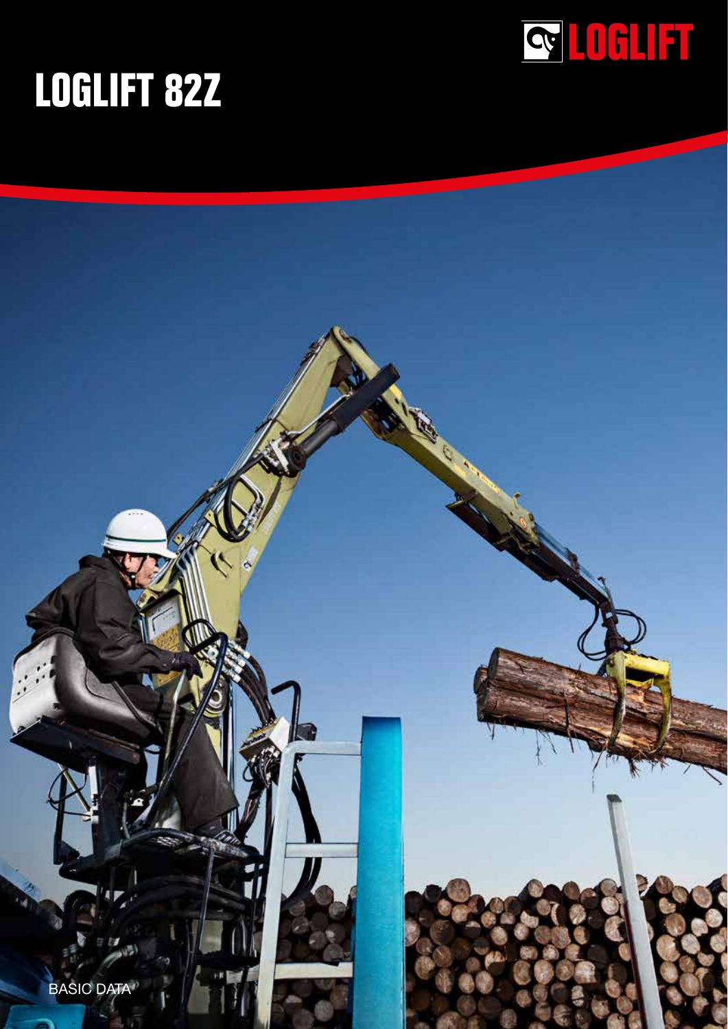# LOGLIFT 82Z

BASIC DATA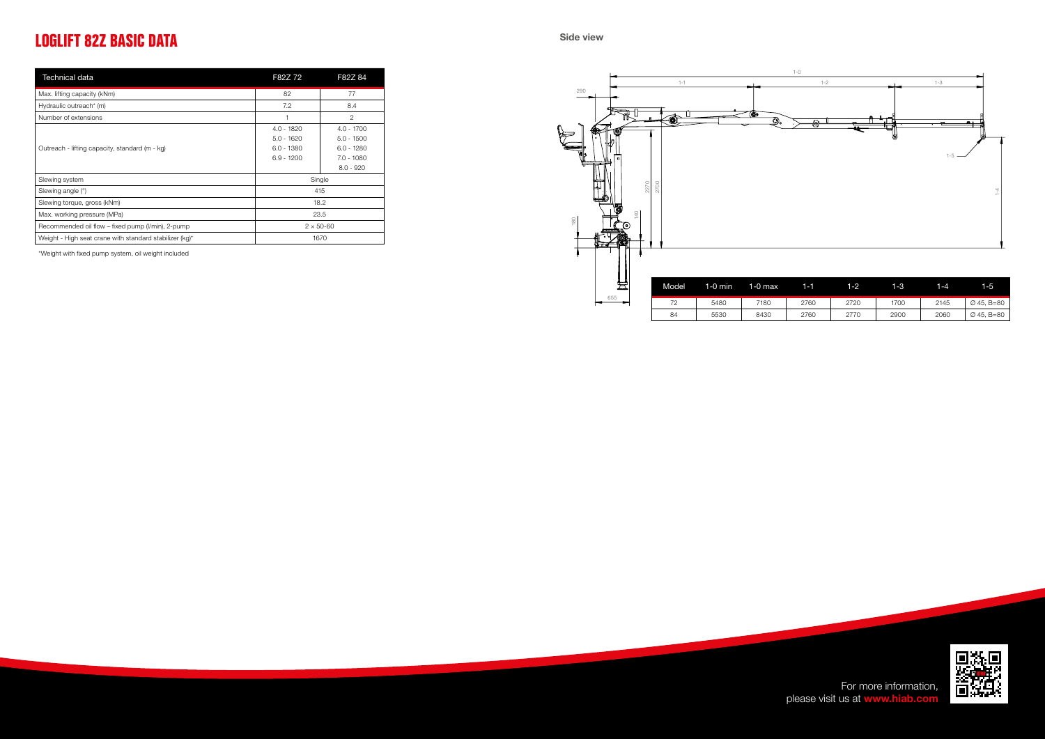# LOGLIFT 82Z BASIC DATA

| Technical data | F82Z 72 | F82Z 84 |
|---|---|---|
| Max. lifting capacity (kNm) | 82 | 77 |
| Hydraulic outreach* (m) | 7.2 | 8.4 |
| Number of extensions | 1 | 2 |
| Outreach - lifting capacity, standard (m - kg) | 4.0 - 1820<br>5.0 - 1620<br>6.0 - 1380<br>6.9 - 1200 | 4.0 - 1700<br>5.0 - 1500<br>6.0 - 1280<br>7.0 - 1080<br>8.0 - 920 |
| Slewing system | Single | |
| Slewing angle (°) | 415 | |
| Slewing torque, gross (kNm) | 18.2 | |
| Max. working pressure (MPa) | 23.5 | |
| Recommended oil flow – fixed pump (l/min), 2-pump | 2 × 50-60 | |
| Weight - High seat crane with standard stabilizer (kg)* | 1670 | |

*Weight with fixed pump system, oil weight included

## Side view

| Model | 1-0 min | 1-0 max | 1-1 | 1-2 | 1-3 | 1-4 | 1-5 |
|---|---|---|---|---|---|---|---|
| 72 | 5480 | 7180 | 2760 | 2720 | 1700 | 2145 | Ø 45, B=80 |
| 84 | 5530 | 8430 | 2760 | 2770 | 2900 | 2060 | Ø 45, B=80 |

For more information, please visit us at **www.hiab.com**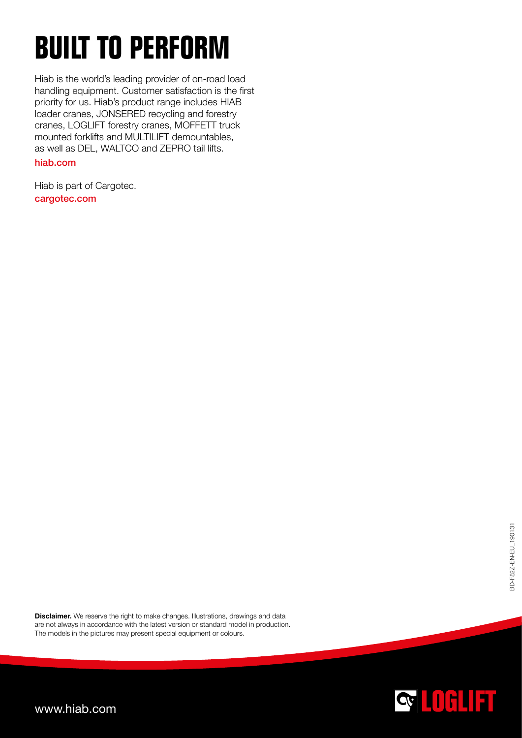# BUILT TO PERFORM

Hiab is the world's leading provider of on-road load handling equipment. Customer satisfaction is the first priority for us. Hiab's product range includes HIAB loader cranes, JONSERED recycling and forestry cranes, LOGLIFT forestry cranes, MOFFETT truck mounted forklifts and MULTILIFT demountables, as well as DEL, WALTCO and ZEPRO tail lifts.

hiab.com

Hiab is part of Cargotec.
cargotec.com

BD-F82Z-EN-EU_190131

**Disclaimer.** We reserve the right to make changes. Illustrations, drawings and data are not always in accordance with the latest version or standard model in production. The models in the pictures may present special equipment or colours.

www.hiab.com

LOGLIFT